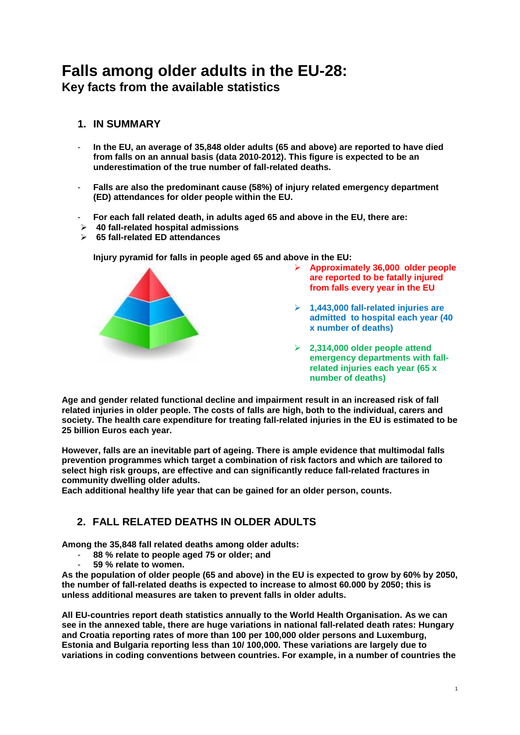# Falls among older adults in the EU-28:

## Key facts from the available statistics

### 1. IN SUMMARY

- **In the EU, an average of 35,848 older adults (65 and above) are reported to have died from falls on an annual basis (data 2010-2012). This figure is expected to be an underestimation of the true number of fall-related deaths.**

- **Falls are also the predominant cause (58%) of injury related emergency department (ED) attendances for older people within the EU.**

- **For each fall related death, in adults aged 65 and above in the EU, there are:**
  - **40 fall-related hospital admissions**
  - **65 fall-related ED attendances**

**Injury pyramid for falls in people aged 65 and above in the EU:**

- **Approximately 36,000 older people are reported to be fatally injured from falls every year in the EU**
- **1,443,000 fall-related injuries are admitted to hospital each year (40 x number of deaths)**
- **2,314,000 older people attend emergency departments with fall-related injuries each year (65 x number of deaths)**

**Age and gender related functional decline and impairment result in an increased risk of fall related injuries in older people. The costs of falls are high, both to the individual, carers and society. The health care expenditure for treating fall-related injuries in the EU is estimated to be 25 billion Euros each year.**

**However, falls are an inevitable part of ageing. There is ample evidence that multimodal falls prevention programmes which target a combination of risk factors and which are tailored to select high risk groups, are effective and can significantly reduce fall-related fractures in community dwelling older adults.**
**Each additional healthy life year that can be gained for an older person, counts.**

### 2. FALL RELATED DEATHS IN OLDER ADULTS

**Among the 35,848 fall related deaths among older adults:**

- **88 % relate to people aged 75 or older; and**
- **59 % relate to women.**

**As the population of older people (65 and above) in the EU is expected to grow by 60% by 2050, the number of fall-related deaths is expected to increase to almost 60.000 by 2050; this is unless additional measures are taken to prevent falls in older adults.**

**All EU-countries report death statistics annually to the World Health Organisation. As we can see in the annexed table, there are huge variations in national fall-related death rates: Hungary and Croatia reporting rates of more than 100 per 100,000 older persons and Luxemburg, Estonia and Bulgaria reporting less than 10/ 100,000. These variations are largely due to variations in coding conventions between countries. For example, in a number of countries the**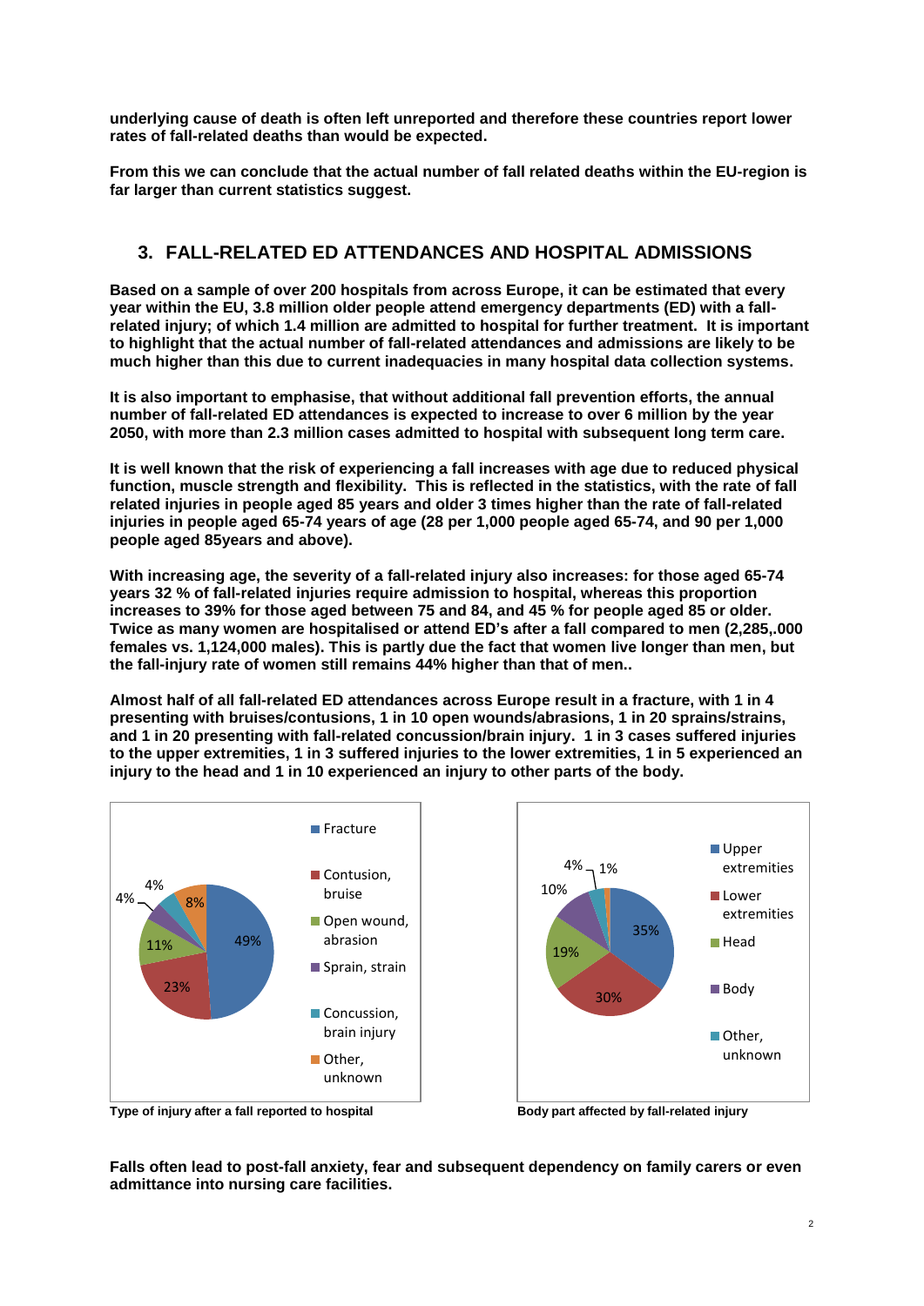**underlying cause of death is often left unreported and therefore these countries report lower rates of fall-related deaths than would be expected.**

**From this we can conclude that the actual number of fall related deaths within the EU-region is far larger than current statistics suggest.**

## 3. FALL-RELATED ED ATTENDANCES AND HOSPITAL ADMISSIONS

**Based on a sample of over 200 hospitals from across Europe, it can be estimated that every year within the EU, 3.8 million older people attend emergency departments (ED) with a fall-related injury; of which 1.4 million are admitted to hospital for further treatment. It is important to highlight that the actual number of fall-related attendances and admissions are likely to be much higher than this due to current inadequacies in many hospital data collection systems.**

**It is also important to emphasise, that without additional fall prevention efforts, the annual number of fall-related ED attendances is expected to increase to over 6 million by the year 2050, with more than 2.3 million cases admitted to hospital with subsequent long term care.**

**It is well known that the risk of experiencing a fall increases with age due to reduced physical function, muscle strength and flexibility. This is reflected in the statistics, with the rate of fall related injuries in people aged 85 years and older 3 times higher than the rate of fall-related injuries in people aged 65-74 years of age (28 per 1,000 people aged 65-74, and 90 per 1,000 people aged 85years and above).**

**With increasing age, the severity of a fall-related injury also increases: for those aged 65-74 years 32 % of fall-related injuries require admission to hospital, whereas this proportion increases to 39% for those aged between 75 and 84, and 45 % for people aged 85 or older. Twice as many women are hospitalised or attend ED's after a fall compared to men (2,285,.000 females vs. 1,124,000 males). This is partly due the fact that women live longer than men, but the fall-injury rate of women still remains 44% higher than that of men..**

**Almost half of all fall-related ED attendances across Europe result in a fracture, with 1 in 4 presenting with bruises/contusions, 1 in 10 open wounds/abrasions, 1 in 20 sprains/strains, and 1 in 20 presenting with fall-related concussion/brain injury. 1 in 3 cases suffered injuries to the upper extremities, 1 in 3 suffered injuries to the lower extremities, 1 in 5 experienced an injury to the head and 1 in 10 experienced an injury to other parts of the body.**

| Type of injury | % |
|---|---|
| Fracture | 49% |
| Contusion, bruise | 23% |
| Open wound, abrasion | 11% |
| Sprain, strain | 4% |
| Concussion, brain injury | 4% |
| Other, unknown | 8% |

**Type of injury after a fall reported to hospital**

| Body part | % |
|---|---|
| Upper extremities | 35% |
| Lower extremities | 30% |
| Head | 19% |
| Body | 10% |
| Other, unknown | 4% |
| (unlabelled) | 1% |

**Body part affected by fall-related injury**

**Falls often lead to post-fall anxiety, fear and subsequent dependency on family carers or even admittance into nursing care facilities.**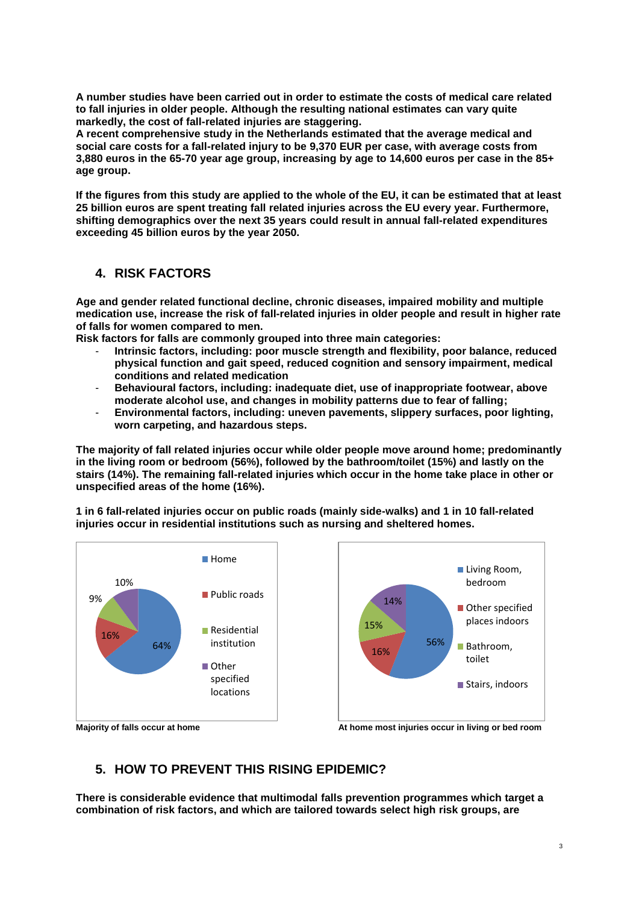**A number studies have been carried out in order to estimate the costs of medical care related to fall injuries in older people. Although the resulting national estimates can vary quite markedly, the cost of fall-related injuries are staggering.**
**A recent comprehensive study in the Netherlands estimated that the average medical and social care costs for a fall-related injury to be 9,370 EUR per case, with average costs from 3,880 euros in the 65-70 year age group, increasing by age to 14,600 euros per case in the 85+ age group.**

**If the figures from this study are applied to the whole of the EU, it can be estimated that at least 25 billion euros are spent treating fall related injuries across the EU every year. Furthermore, shifting demographics over the next 35 years could result in annual fall-related expenditures exceeding 45 billion euros by the year 2050.**

## 4. RISK FACTORS

**Age and gender related functional decline, chronic diseases, impaired mobility and multiple medication use, increase the risk of fall-related injuries in older people and result in higher rate of falls for women compared to men.**
**Risk factors for falls are commonly grouped into three main categories:**

- **Intrinsic factors, including: poor muscle strength and flexibility, poor balance, reduced physical function and gait speed, reduced cognition and sensory impairment, medical conditions and related medication**
- **Behavioural factors, including: inadequate diet, use of inappropriate footwear, above moderate alcohol use, and changes in mobility patterns due to fear of falling;**
- **Environmental factors, including: uneven pavements, slippery surfaces, poor lighting, worn carpeting, and hazardous steps.**

**The majority of fall related injuries occur while older people move around home; predominantly in the living room or bedroom (56%), followed by the bathroom/toilet (15%) and lastly on the stairs (14%). The remaining fall-related injuries which occur in the home take place in other or unspecified areas of the home (16%).**

**1 in 6 fall-related injuries occur on public roads (mainly side-walks) and 1 in 10 fall-related injuries occur in residential institutions such as nursing and sheltered homes.**

| Location | % |
|---|---|
| Home | 64% |
| Public roads | 16% |
| Residential institution | 9% |
| Other specified locations | 10% |

**Majority of falls occur at home**

| Location at home | % |
|---|---|
| Living Room, bedroom | 56% |
| Other specified places indoors | 16% |
| Bathroom, toilet | 15% |
| Stairs, indoors | 14% |

**At home most injuries occur in living or bed room**

## 5. HOW TO PREVENT THIS RISING EPIDEMIC?

**There is considerable evidence that multimodal falls prevention programmes which target a combination of risk factors, and which are tailored towards select high risk groups, are**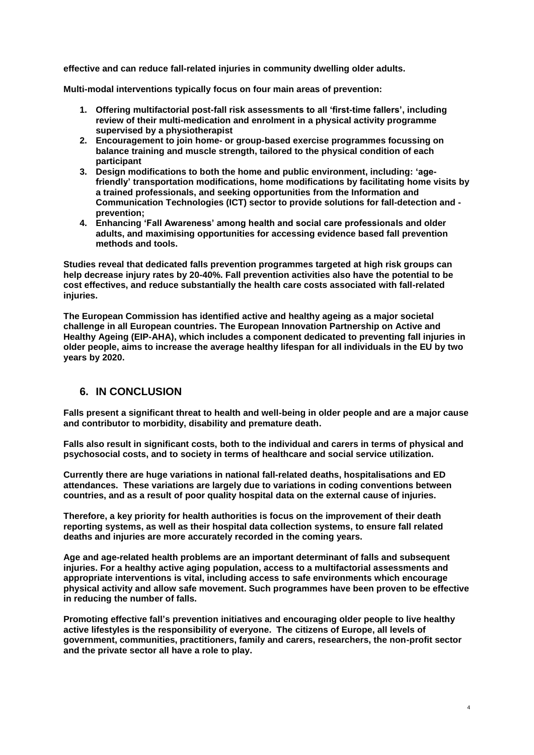**effective and can reduce fall-related injuries in community dwelling older adults.**

**Multi-modal interventions typically focus on four main areas of prevention:**

1. **Offering multifactorial post-fall risk assessments to all 'first-time fallers', including review of their multi-medication and enrolment in a physical activity programme supervised by a physiotherapist**
2. **Encouragement to join home- or group-based exercise programmes focussing on balance training and muscle strength, tailored to the physical condition of each participant**
3. **Design modifications to both the home and public environment, including: 'age-friendly' transportation modifications, home modifications by facilitating home visits by a trained professionals, and seeking opportunities from the Information and Communication Technologies (ICT) sector to provide solutions for fall-detection and -prevention;**
4. **Enhancing 'Fall Awareness' among health and social care professionals and older adults, and maximising opportunities for accessing evidence based fall prevention methods and tools.**

**Studies reveal that dedicated falls prevention programmes targeted at high risk groups can help decrease injury rates by 20-40%. Fall prevention activities also have the potential to be cost effectives, and reduce substantially the health care costs associated with fall-related injuries.**

**The European Commission has identified active and healthy ageing as a major societal challenge in all European countries. The European Innovation Partnership on Active and Healthy Ageing (EIP-AHA), which includes a component dedicated to preventing fall injuries in older people, aims to increase the average healthy lifespan for all individuals in the EU by two years by 2020.**

## 6. IN CONCLUSION

**Falls present a significant threat to health and well-being in older people and are a major cause and contributor to morbidity, disability and premature death.**

**Falls also result in significant costs, both to the individual and carers in terms of physical and psychosocial costs, and to society in terms of healthcare and social service utilization.**

**Currently there are huge variations in national fall-related deaths, hospitalisations and ED attendances. These variations are largely due to variations in coding conventions between countries, and as a result of poor quality hospital data on the external cause of injuries.**

**Therefore, a key priority for health authorities is focus on the improvement of their death reporting systems, as well as their hospital data collection systems, to ensure fall related deaths and injuries are more accurately recorded in the coming years.**

**Age and age-related health problems are an important determinant of falls and subsequent injuries. For a healthy active aging population, access to a multifactorial assessments and appropriate interventions is vital, including access to safe environments which encourage physical activity and allow safe movement. Such programmes have been proven to be effective in reducing the number of falls.**

**Promoting effective fall's prevention initiatives and encouraging older people to live healthy active lifestyles is the responsibility of everyone. The citizens of Europe, all levels of government, communities, practitioners, family and carers, researchers, the non-profit sector and the private sector all have a role to play.**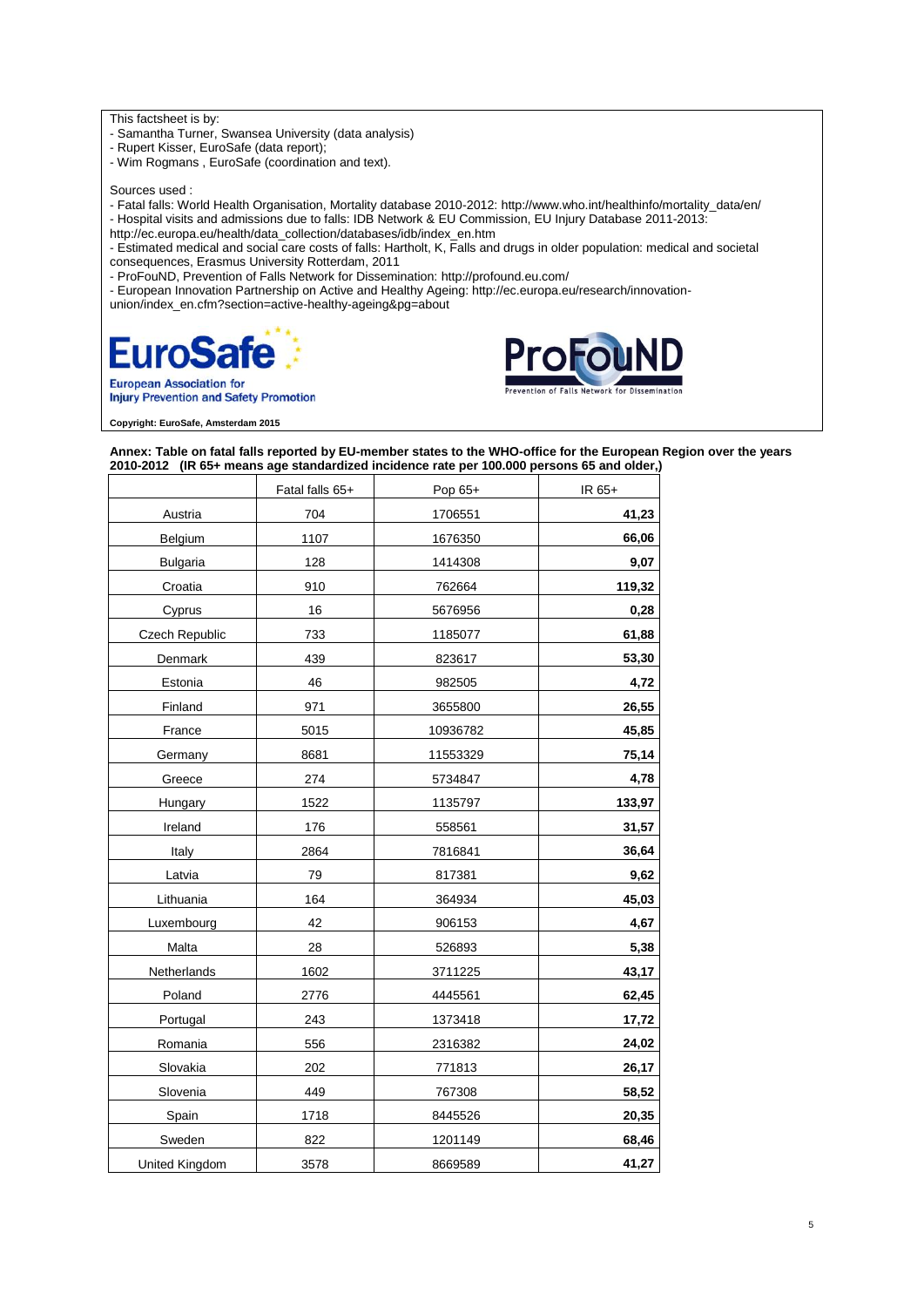This factsheet is by:

- Samantha Turner, Swansea University (data analysis)
- Rupert Kisser, EuroSafe (data report);
- Wim Rogmans , EuroSafe (coordination and text).

Sources used :

- Fatal falls: World Health Organisation, Mortality database 2010-2012: http://www.who.int/healthinfo/mortality_data/en/
- Hospital visits and admissions due to falls: IDB Network & EU Commission, EU Injury Database 2011-2013: http://ec.europa.eu/health/data_collection/databases/idb/index_en.htm
- Estimated medical and social care costs of falls: Hartholt, K, Falls and drugs in older population: medical and societal consequences, Erasmus University Rotterdam, 2011
- ProFouND, Prevention of Falls Network for Dissemination: http://profound.eu.com/
- European Innovation Partnership on Active and Healthy Ageing: http://ec.europa.eu/research/innovation-union/index_en.cfm?section=active-healthy-ageing&pg=about

EuroSafe
European Association for Injury Prevention and Safety Promotion

ProFouND
Prevention of Falls Network for Dissemination

**Copyright: EuroSafe, Amsterdam 2015**

**Annex: Table on fatal falls reported by EU-member states to the WHO-office for the European Region over the years 2010-2012 (IR 65+ means age standardized incidence rate per 100.000 persons 65 and older,)**

| | Fatal falls 65+ | Pop 65+ | IR 65+ |
|---|---|---|---|
| Austria | 704 | 1706551 | **41,23** |
| Belgium | 1107 | 1676350 | **66,06** |
| Bulgaria | 128 | 1414308 | **9,07** |
| Croatia | 910 | 762664 | **119,32** |
| Cyprus | 16 | 5676956 | **0,28** |
| Czech Republic | 733 | 1185077 | **61,88** |
| Denmark | 439 | 823617 | **53,30** |
| Estonia | 46 | 982505 | **4,72** |
| Finland | 971 | 3655800 | **26,55** |
| France | 5015 | 10936782 | **45,85** |
| Germany | 8681 | 11553329 | **75,14** |
| Greece | 274 | 5734847 | **4,78** |
| Hungary | 1522 | 1135797 | **133,97** |
| Ireland | 176 | 558561 | **31,57** |
| Italy | 2864 | 7816841 | **36,64** |
| Latvia | 79 | 817381 | **9,62** |
| Lithuania | 164 | 364934 | **45,03** |
| Luxembourg | 42 | 906153 | **4,67** |
| Malta | 28 | 526893 | **5,38** |
| Netherlands | 1602 | 3711225 | **43,17** |
| Poland | 2776 | 4445561 | **62,45** |
| Portugal | 243 | 1373418 | **17,72** |
| Romania | 556 | 2316382 | **24,02** |
| Slovakia | 202 | 771813 | **26,17** |
| Slovenia | 449 | 767308 | **58,52** |
| Spain | 1718 | 8445526 | **20,35** |
| Sweden | 822 | 1201149 | **68,46** |
| United Kingdom | 3578 | 8669589 | **41,27** |